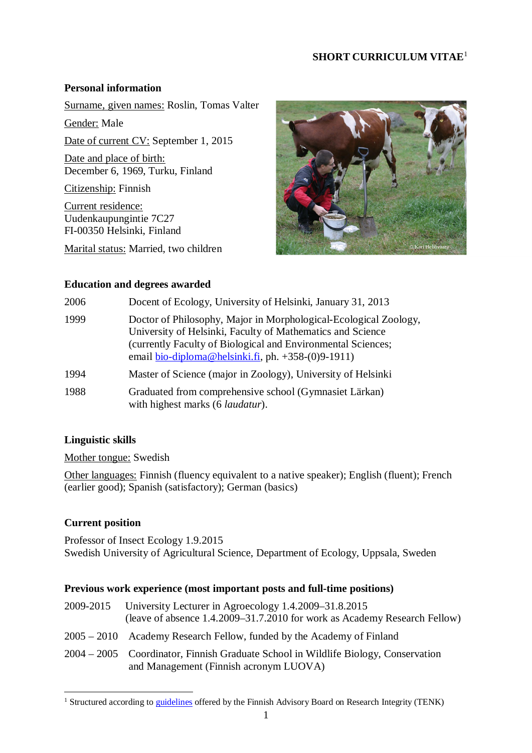# SHORT CURRICULUM VITAE[1]

## Personal information

Surname, given names: Roslin, Tomas Valter

Gender: Male

Date of current CV: September 1, 2015

Date and place of birth:
December 6, 1969, Turku, Finland

Citizenship: Finnish

Current residence:
Uudenkaupungintie 7C27
FI-00350 Helsinki, Finland

Marital status: Married, two children

## Education and degrees awarded

| | |
|---|---|
| 2006 | Docent of Ecology, University of Helsinki, January 31, 2013 |
| 1999 | Doctor of Philosophy, Major in Morphological-Ecological Zoology, University of Helsinki, Faculty of Mathematics and Science (currently Faculty of Biological and Environmental Sciences; email bio-diploma@helsinki.fi, ph. +358-(0)9-1911) |
| 1994 | Master of Science (major in Zoology), University of Helsinki |
| 1988 | Graduated from comprehensive school (Gymnasiet Lärkan) with highest marks (6 *laudatur*). |

## Linguistic skills

Mother tongue: Swedish

Other languages: Finnish (fluency equivalent to a native speaker); English (fluent); French (earlier good); Spanish (satisfactory); German (basics)

## Current position

Professor of Insect Ecology 1.9.2015
Swedish University of Agricultural Science, Department of Ecology, Uppsala, Sweden

## Previous work experience (most important posts and full-time positions)

| | |
|---|---|
| 2009-2015 | University Lecturer in Agroecology 1.4.2009–31.8.2015 (leave of absence 1.4.2009–31.7.2010 for work as Academy Research Fellow) |
| 2005 – 2010 | Academy Research Fellow, funded by the Academy of Finland |
| 2004 – 2005 | Coordinator, Finnish Graduate School in Wildlife Biology, Conservation and Management (Finnish acronym LUOVA) |

[1] Structured according to guidelines offered by the Finnish Advisory Board on Research Integrity (TENK)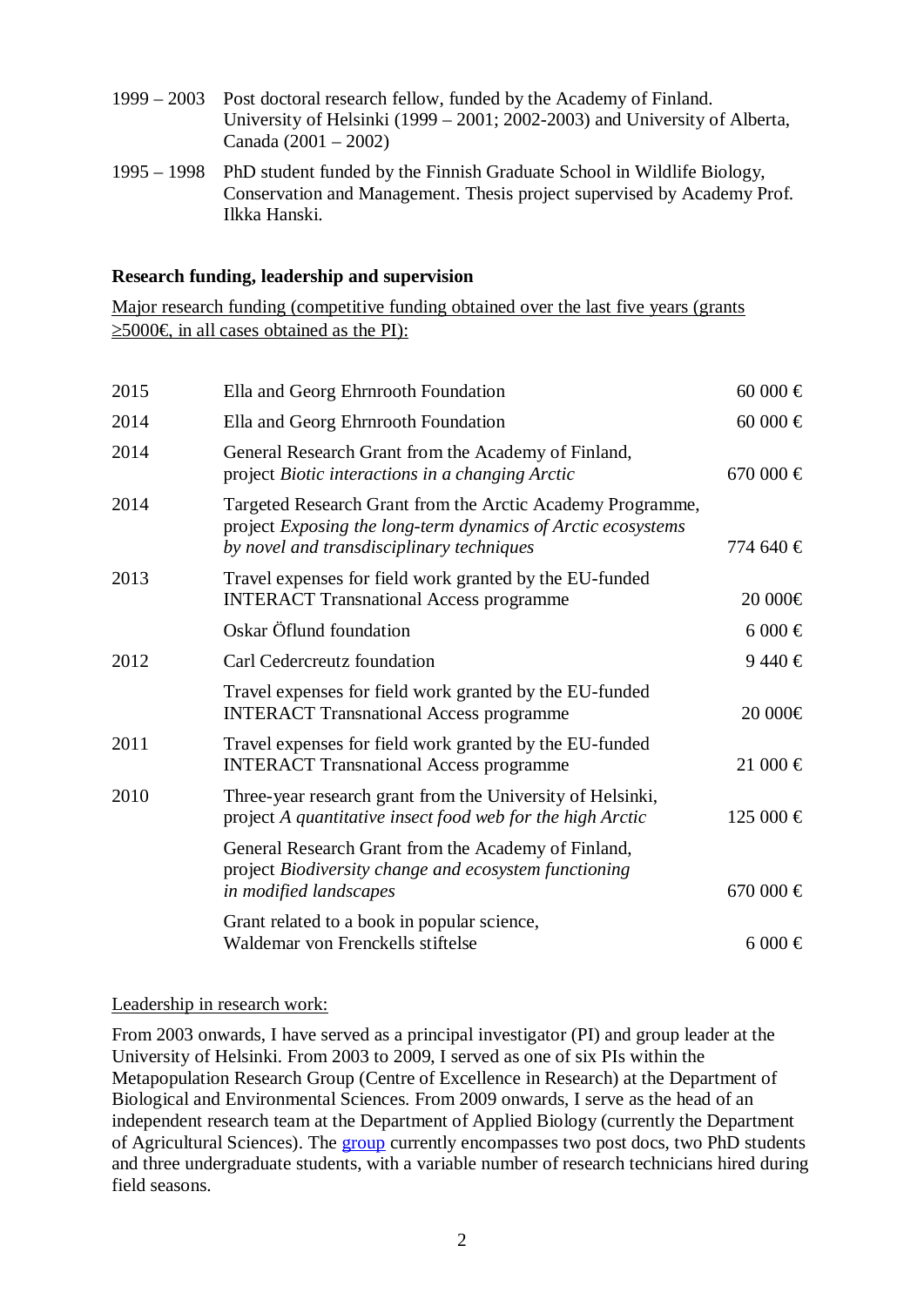| | |
|---|---|
| 1999 – 2003 | Post doctoral research fellow, funded by the Academy of Finland. University of Helsinki (1999 – 2001; 2002-2003) and University of Alberta, Canada (2001 – 2002) |
| 1995 – 1998 | PhD student funded by the Finnish Graduate School in Wildlife Biology, Conservation and Management. Thesis project supervised by Academy Prof. Ilkka Hanski. |

**Research funding, leadership and supervision**

Major research funding (competitive funding obtained over the last five years (grants ≥5000€, in all cases obtained as the PI):

| Year | Grant | Amount |
|---|---|---|
| 2015 | Ella and Georg Ehrnrooth Foundation | 60 000 € |
| 2014 | Ella and Georg Ehrnrooth Foundation | 60 000 € |
| 2014 | General Research Grant from the Academy of Finland, project *Biotic interactions in a changing Arctic* | 670 000 € |
| 2014 | Targeted Research Grant from the Arctic Academy Programme, project *Exposing the long-term dynamics of Arctic ecosystems by novel and transdisciplinary techniques* | 774 640 € |
| 2013 | Travel expenses for field work granted by the EU-funded INTERACT Transnational Access programme | 20 000€ |
| | Oskar Öflund foundation | 6 000 € |
| 2012 | Carl Cedercreutz foundation | 9 440 € |
| | Travel expenses for field work granted by the EU-funded INTERACT Transnational Access programme | 20 000€ |
| 2011 | Travel expenses for field work granted by the EU-funded INTERACT Transnational Access programme | 21 000 € |
| 2010 | Three-year research grant from the University of Helsinki, project *A quantitative insect food web for the high Arctic* | 125 000 € |
| | General Research Grant from the Academy of Finland, project *Biodiversity change and ecosystem functioning in modified landscapes* | 670 000 € |
| | Grant related to a book in popular science, Waldemar von Frenckells stiftelse | 6 000 € |

Leadership in research work:

From 2003 onwards, I have served as a principal investigator (PI) and group leader at the University of Helsinki. From 2003 to 2009, I served as one of six PIs within the Metapopulation Research Group (Centre of Excellence in Research) at the Department of Biological and Environmental Sciences. From 2009 onwards, I serve as the head of an independent research team at the Department of Applied Biology (currently the Department of Agricultural Sciences). The group currently encompasses two post docs, two PhD students and three undergraduate students, with a variable number of research technicians hired during field seasons.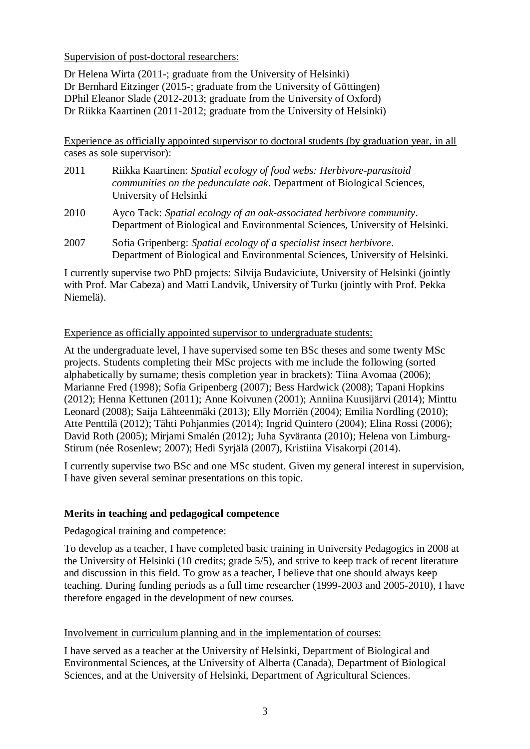Supervision of post-doctoral researchers:

Dr Helena Wirta (2011-; graduate from the University of Helsinki)
Dr Bernhard Eitzinger (2015-; graduate from the University of Göttingen)
DPhil Eleanor Slade (2012-2013; graduate from the University of Oxford)
Dr Riikka Kaartinen (2011-2012; graduate from the University of Helsinki)

Experience as officially appointed supervisor to doctoral students (by graduation year, in all cases as sole supervisor):

2011 Riikka Kaartinen: *Spatial ecology of food webs: Herbivore-parasitoid communities on the pedunculate oak*. Department of Biological Sciences, University of Helsinki

2010 Ayco Tack: *Spatial ecology of an oak-associated herbivore community*. Department of Biological and Environmental Sciences, University of Helsinki.

2007 Sofia Gripenberg: *Spatial ecology of a specialist insect herbivore*. Department of Biological and Environmental Sciences, University of Helsinki.

I currently supervise two PhD projects: Silvija Budaviciute, University of Helsinki (jointly with Prof. Mar Cabeza) and Matti Landvik, University of Turku (jointly with Prof. Pekka Niemelä).

Experience as officially appointed supervisor to undergraduate students:

At the undergraduate level, I have supervised some ten BSc theses and some twenty MSc projects. Students completing their MSc projects with me include the following (sorted alphabetically by surname; thesis completion year in brackets): Tiina Avomaa (2006); Marianne Fred (1998); Sofia Gripenberg (2007); Bess Hardwick (2008); Tapani Hopkins (2012); Henna Kettunen (2011); Anne Koivunen (2001); Anniina Kuusijärvi (2014); Minttu Leonard (2008); Saija Lähteenmäki (2013); Elly Morriën (2004); Emilia Nordling (2010); Atte Penttilä (2012); Tähti Pohjanmies (2014); Ingrid Quintero (2004); Elina Rossi (2006); David Roth (2005); Mirjami Smalén (2012); Juha Syväranta (2010); Helena von Limburg-Stirum (née Rosenlew; 2007); Hedi Syrjälä (2007), Kristiina Visakorpi (2014).

I currently supervise two BSc and one MSc student. Given my general interest in supervision, I have given several seminar presentations on this topic.

**Merits in teaching and pedagogical competence**

Pedagogical training and competence:

To develop as a teacher, I have completed basic training in University Pedagogics in 2008 at the University of Helsinki (10 credits; grade 5/5), and strive to keep track of recent literature and discussion in this field. To grow as a teacher, I believe that one should always keep teaching. During funding periods as a full time researcher (1999-2003 and 2005-2010), I have therefore engaged in the development of new courses.

Involvement in curriculum planning and in the implementation of courses:

I have served as a teacher at the University of Helsinki, Department of Biological and Environmental Sciences, at the University of Alberta (Canada), Department of Biological Sciences, and at the University of Helsinki, Department of Agricultural Sciences.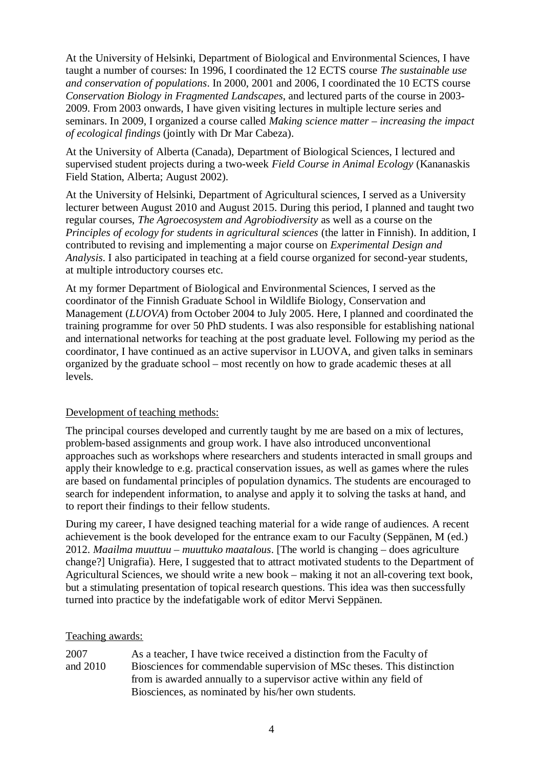At the University of Helsinki, Department of Biological and Environmental Sciences, I have taught a number of courses: In 1996, I coordinated the 12 ECTS course *The sustainable use and conservation of populations*. In 2000, 2001 and 2006, I coordinated the 10 ECTS course *Conservation Biology in Fragmented Landscapes*, and lectured parts of the course in 2003-2009. From 2003 onwards, I have given visiting lectures in multiple lecture series and seminars. In 2009, I organized a course called *Making science matter – increasing the impact of ecological findings* (jointly with Dr Mar Cabeza).

At the University of Alberta (Canada), Department of Biological Sciences, I lectured and supervised student projects during a two-week *Field Course in Animal Ecology* (Kananaskis Field Station, Alberta; August 2002).

At the University of Helsinki, Department of Agricultural sciences, I served as a University lecturer between August 2010 and August 2015. During this period, I planned and taught two regular courses, *The Agroecosystem and Agrobiodiversity* as well as a course on the *Principles of ecology for students in agricultural sciences* (the latter in Finnish). In addition, I contributed to revising and implementing a major course on *Experimental Design and Analysis*. I also participated in teaching at a field course organized for second-year students, at multiple introductory courses etc.

At my former Department of Biological and Environmental Sciences, I served as the coordinator of the Finnish Graduate School in Wildlife Biology, Conservation and Management (*LUOVA*) from October 2004 to July 2005. Here, I planned and coordinated the training programme for over 50 PhD students. I was also responsible for establishing national and international networks for teaching at the post graduate level. Following my period as the coordinator, I have continued as an active supervisor in LUOVA, and given talks in seminars organized by the graduate school – most recently on how to grade academic theses at all levels.

Development of teaching methods:

The principal courses developed and currently taught by me are based on a mix of lectures, problem-based assignments and group work. I have also introduced unconventional approaches such as workshops where researchers and students interacted in small groups and apply their knowledge to e.g. practical conservation issues, as well as games where the rules are based on fundamental principles of population dynamics. The students are encouraged to search for independent information, to analyse and apply it to solving the tasks at hand, and to report their findings to their fellow students.

During my career, I have designed teaching material for a wide range of audiences. A recent achievement is the book developed for the entrance exam to our Faculty (Seppänen, M (ed.) 2012. *Maailma muuttuu – muuttuko maatalous*. [The world is changing – does agriculture change?] Unigrafia). Here, I suggested that to attract motivated students to the Department of Agricultural Sciences, we should write a new book – making it not an all-covering text book, but a stimulating presentation of topical research questions. This idea was then successfully turned into practice by the indefatigable work of editor Mervi Seppänen.

Teaching awards:

2007 and 2010 — As a teacher, I have twice received a distinction from the Faculty of Biosciences for commendable supervision of MSc theses. This distinction from is awarded annually to a supervisor active within any field of Biosciences, as nominated by his/her own students.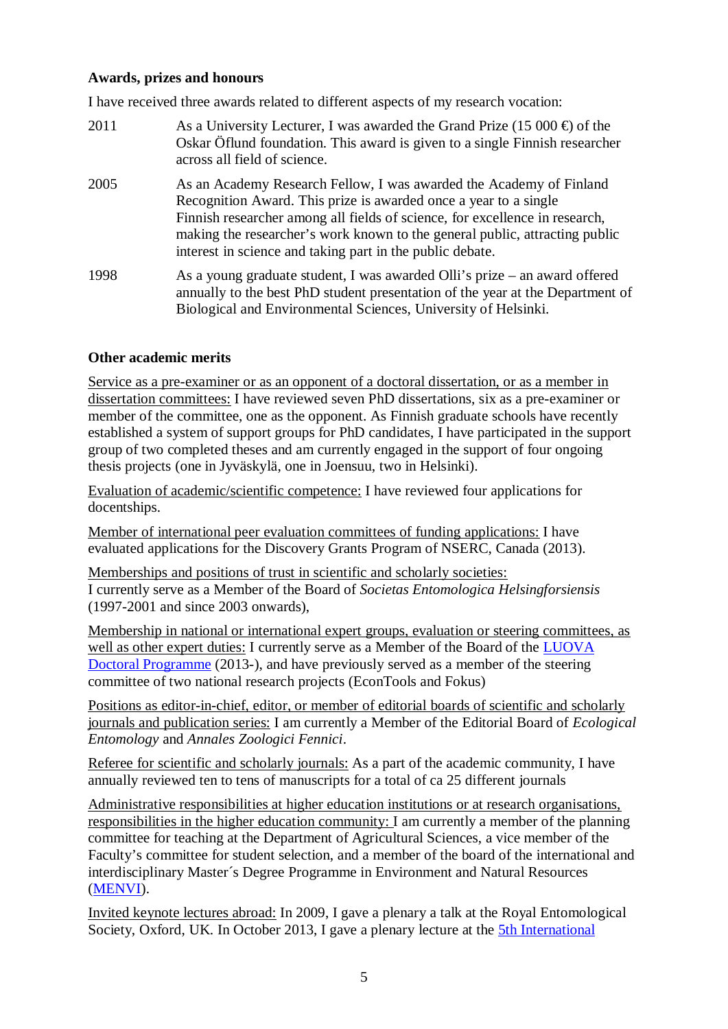**Awards, prizes and honours**

I have received three awards related to different aspects of my research vocation:

2011 As a University Lecturer, I was awarded the Grand Prize (15 000 €) of the Oskar Öflund foundation. This award is given to a single Finnish researcher across all field of science.

2005 As an Academy Research Fellow, I was awarded the Academy of Finland Recognition Award. This prize is awarded once a year to a single Finnish researcher among all fields of science, for excellence in research, making the researcher's work known to the general public, attracting public interest in science and taking part in the public debate.

1998 As a young graduate student, I was awarded Olli's prize – an award offered annually to the best PhD student presentation of the year at the Department of Biological and Environmental Sciences, University of Helsinki.

**Other academic merits**

Service as a pre-examiner or as an opponent of a doctoral dissertation, or as a member in dissertation committees: I have reviewed seven PhD dissertations, six as a pre-examiner or member of the committee, one as the opponent. As Finnish graduate schools have recently established a system of support groups for PhD candidates, I have participated in the support group of two completed theses and am currently engaged in the support of four ongoing thesis projects (one in Jyväskylä, one in Joensuu, two in Helsinki).

Evaluation of academic/scientific competence: I have reviewed four applications for docentships.

Member of international peer evaluation committees of funding applications: I have evaluated applications for the Discovery Grants Program of NSERC, Canada (2013).

Memberships and positions of trust in scientific and scholarly societies:
I currently serve as a Member of the Board of *Societas Entomologica Helsingforsiensis* (1997-2001 and since 2003 onwards),

Membership in national or international expert groups, evaluation or steering committees, as well as other expert duties: I currently serve as a Member of the Board of the LUOVA Doctoral Programme (2013-), and have previously served as a member of the steering committee of two national research projects (EconTools and Fokus)

Positions as editor-in-chief, editor, or member of editorial boards of scientific and scholarly journals and publication series: I am currently a Member of the Editorial Board of *Ecological Entomology* and *Annales Zoologici Fennici*.

Referee for scientific and scholarly journals: As a part of the academic community, I have annually reviewed ten to tens of manuscripts for a total of ca 25 different journals

Administrative responsibilities at higher education institutions or at research organisations, responsibilities in the higher education community: I am currently a member of the planning committee for teaching at the Department of Agricultural Sciences, a vice member of the Faculty's committee for student selection, and a member of the board of the international and interdisciplinary Master´s Degree Programme in Environment and Natural Resources (MENVI).

Invited keynote lectures abroad: In 2009, I gave a plenary a talk at the Royal Entomological Society, Oxford, UK. In October 2013, I gave a plenary lecture at the 5th International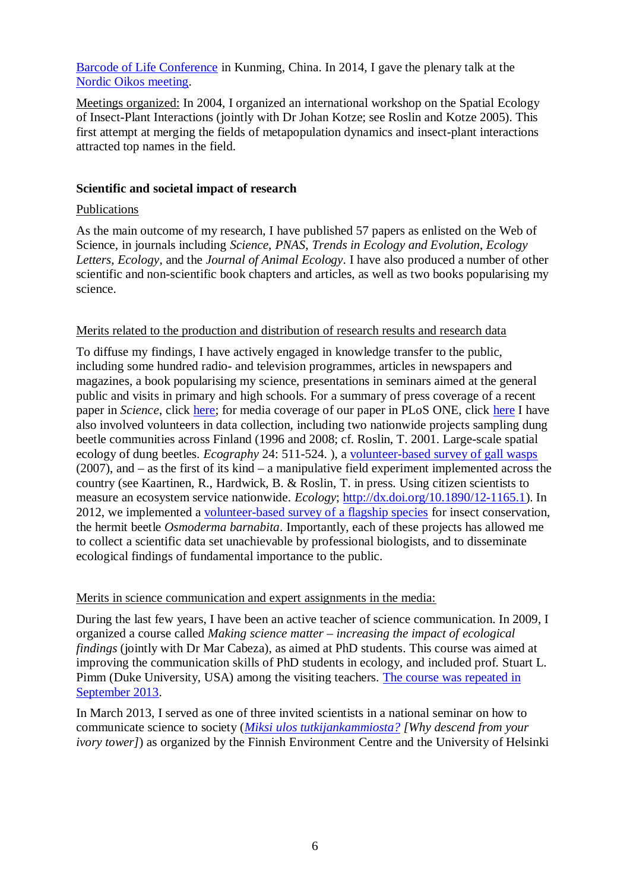Barcode of Life Conference in Kunming, China. In 2014, I gave the plenary talk at the Nordic Oikos meeting.

Meetings organized: In 2004, I organized an international workshop on the Spatial Ecology of Insect-Plant Interactions (jointly with Dr Johan Kotze; see Roslin and Kotze 2005). This first attempt at merging the fields of metapopulation dynamics and insect-plant interactions attracted top names in the field.

**Scientific and societal impact of research**

Publications

As the main outcome of my research, I have published 57 papers as enlisted on the Web of Science, in journals including *Science*, *PNAS*, *Trends in Ecology and Evolution*, *Ecology Letters*, *Ecology*, and the *Journal of Animal Ecology*. I have also produced a number of other scientific and non-scientific book chapters and articles, as well as two books popularising my science.

Merits related to the production and distribution of research results and research data

To diffuse my findings, I have actively engaged in knowledge transfer to the public, including some hundred radio- and television programmes, articles in newspapers and magazines, a book popularising my science, presentations in seminars aimed at the general public and visits in primary and high schools. For a summary of press coverage of a recent paper in *Science*, click here; for media coverage of our paper in PLoS ONE, click here I have also involved volunteers in data collection, including two nationwide projects sampling dung beetle communities across Finland (1996 and 2008; cf. Roslin, T. 2001. Large-scale spatial ecology of dung beetles. *Ecography* 24: 511-524. ), a volunteer-based survey of gall wasps (2007), and – as the first of its kind – a manipulative field experiment implemented across the country (see Kaartinen, R., Hardwick, B. & Roslin, T. in press. Using citizen scientists to measure an ecosystem service nationwide. *Ecology*; http://dx.doi.org/10.1890/12-1165.1). In 2012, we implemented a volunteer-based survey of a flagship species for insect conservation, the hermit beetle *Osmoderma barnabita*. Importantly, each of these projects has allowed me to collect a scientific data set unachievable by professional biologists, and to disseminate ecological findings of fundamental importance to the public.

Merits in science communication and expert assignments in the media:

During the last few years, I have been an active teacher of science communication. In 2009, I organized a course called *Making science matter – increasing the impact of ecological findings* (jointly with Dr Mar Cabeza), as aimed at PhD students. This course was aimed at improving the communication skills of PhD students in ecology, and included prof. Stuart L. Pimm (Duke University, USA) among the visiting teachers. The course was repeated in September 2013.

In March 2013, I served as one of three invited scientists in a national seminar on how to communicate science to society (*Miksi ulos tutkijankammiosta? [Why descend from your ivory tower]*) as organized by the Finnish Environment Centre and the University of Helsinki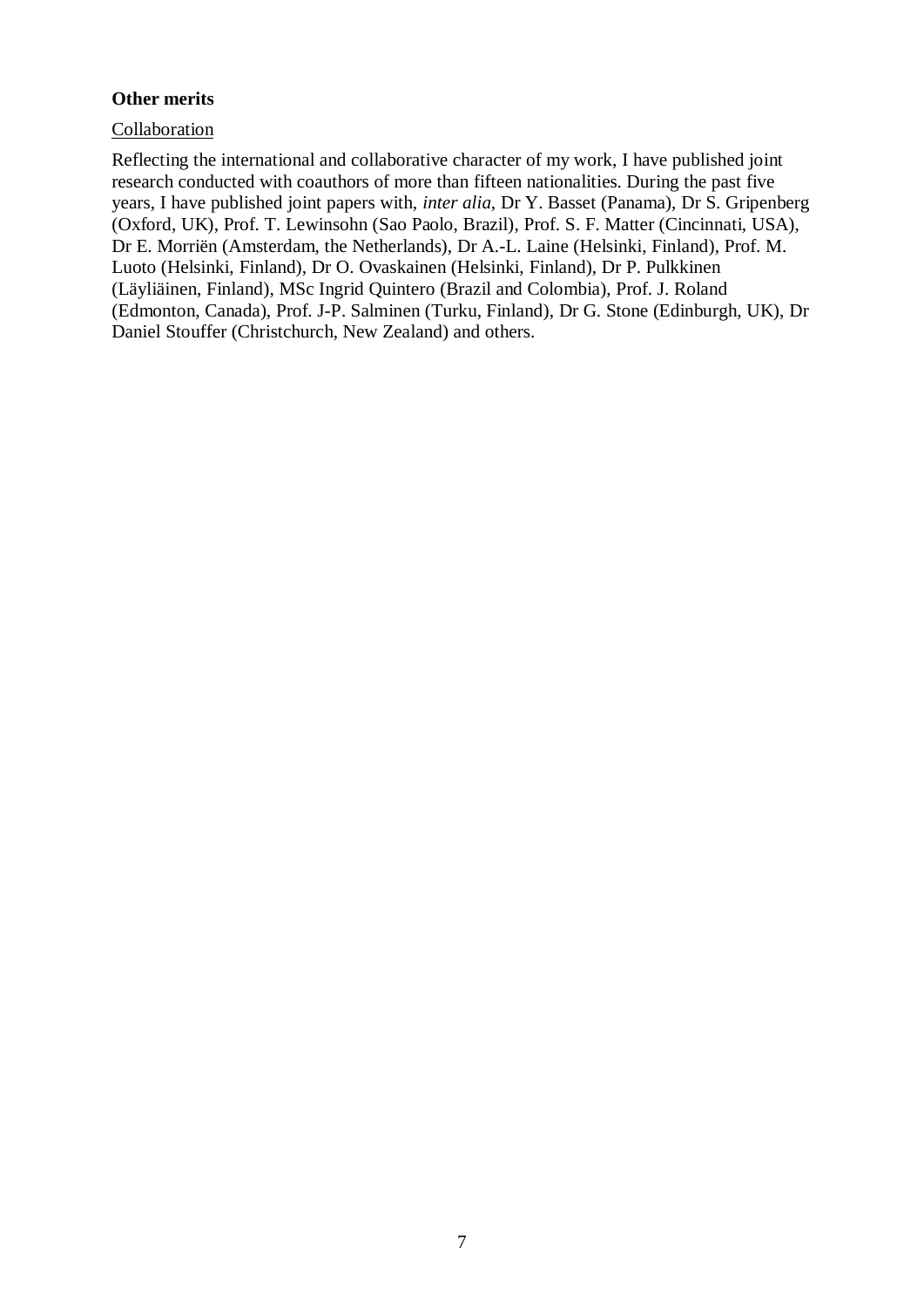**Other merits**

Collaboration

Reflecting the international and collaborative character of my work, I have published joint research conducted with coauthors of more than fifteen nationalities. During the past five years, I have published joint papers with, *inter alia*, Dr Y. Basset (Panama), Dr S. Gripenberg (Oxford, UK), Prof. T. Lewinsohn (Sao Paolo, Brazil), Prof. S. F. Matter (Cincinnati, USA), Dr E. Morriën (Amsterdam, the Netherlands), Dr A.-L. Laine (Helsinki, Finland), Prof. M. Luoto (Helsinki, Finland), Dr O. Ovaskainen (Helsinki, Finland), Dr P. Pulkkinen (Läyliäinen, Finland), MSc Ingrid Quintero (Brazil and Colombia), Prof. J. Roland (Edmonton, Canada), Prof. J-P. Salminen (Turku, Finland), Dr G. Stone (Edinburgh, UK), Dr Daniel Stouffer (Christchurch, New Zealand) and others.